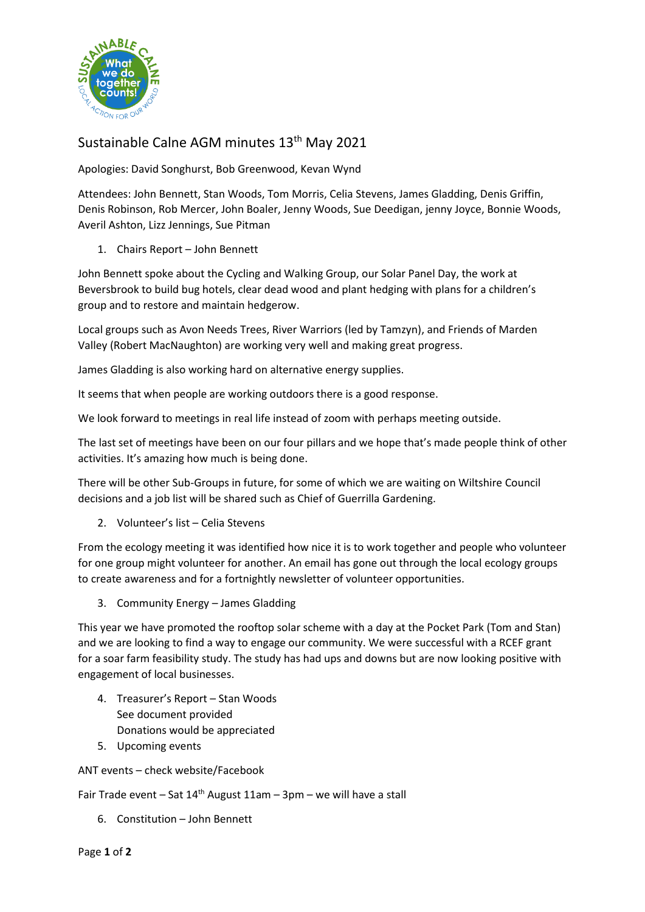# Sustainable Calne AGM minutes 13th May 2021

Apologies: David Songhurst, Bob Greenwood, Kevan Wynd

Attendees: John Bennett, Stan Woods, Tom Morris, Celia Stevens, James Gladding, Denis Griffin, Denis Robinson, Rob Mercer, John Boaler, Jenny Woods, Sue Deedigan, jenny Joyce, Bonnie Woods, Averil Ashton, Lizz Jennings, Sue Pitman

1. Chairs Report – John Bennett

John Bennett spoke about the Cycling and Walking Group, our Solar Panel Day, the work at Beversbrook to build bug hotels, clear dead wood and plant hedging with plans for a children's group and to restore and maintain hedgerow.

Local groups such as Avon Needs Trees, River Warriors (led by Tamzyn), and Friends of Marden Valley (Robert MacNaughton) are working very well and making great progress.

James Gladding is also working hard on alternative energy supplies.

It seems that when people are working outdoors there is a good response.

We look forward to meetings in real life instead of zoom with perhaps meeting outside.

The last set of meetings have been on our four pillars and we hope that's made people think of other activities. It's amazing how much is being done.

There will be other Sub-Groups in future, for some of which we are waiting on Wiltshire Council decisions and a job list will be shared such as Chief of Guerrilla Gardening.

2. Volunteer's list – Celia Stevens

From the ecology meeting it was identified how nice it is to work together and people who volunteer for one group might volunteer for another. An email has gone out through the local ecology groups to create awareness and for a fortnightly newsletter of volunteer opportunities.

3. Community Energy – James Gladding

This year we have promoted the rooftop solar scheme with a day at the Pocket Park (Tom and Stan) and we are looking to find a way to engage our community. We were successful with a RCEF grant for a soar farm feasibility study. The study has had ups and downs but are now looking positive with engagement of local businesses.

4. Treasurer's Report – Stan Woods
   See document provided
   Donations would be appreciated
5. Upcoming events

ANT events – check website/Facebook

Fair Trade event – Sat 14th August 11am – 3pm – we will have a stall

6. Constitution – John Bennett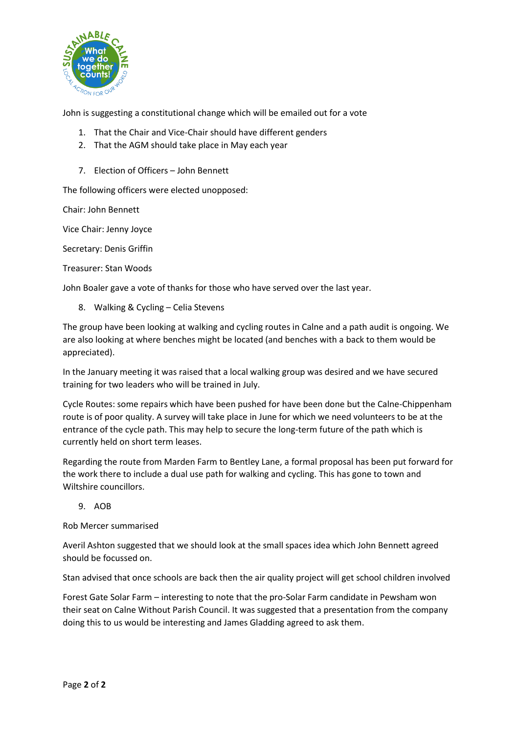John is suggesting a constitutional change which will be emailed out for a vote

1. That the Chair and Vice-Chair should have different genders
2. That the AGM should take place in May each year

7. Election of Officers – John Bennett

The following officers were elected unopposed:

Chair: John Bennett

Vice Chair: Jenny Joyce

Secretary: Denis Griffin

Treasurer: Stan Woods

John Boaler gave a vote of thanks for those who have served over the last year.

8. Walking & Cycling – Celia Stevens

The group have been looking at walking and cycling routes in Calne and a path audit is ongoing. We are also looking at where benches might be located (and benches with a back to them would be appreciated).

In the January meeting it was raised that a local walking group was desired and we have secured training for two leaders who will be trained in July.

Cycle Routes: some repairs which have been pushed for have been done but the Calne-Chippenham route is of poor quality. A survey will take place in June for which we need volunteers to be at the entrance of the cycle path. This may help to secure the long-term future of the path which is currently held on short term leases.

Regarding the route from Marden Farm to Bentley Lane, a formal proposal has been put forward for the work there to include a dual use path for walking and cycling. This has gone to town and Wiltshire councillors.

9. AOB

Rob Mercer summarised

Averil Ashton suggested that we should look at the small spaces idea which John Bennett agreed should be focussed on.

Stan advised that once schools are back then the air quality project will get school children involved

Forest Gate Solar Farm – interesting to note that the pro-Solar Farm candidate in Pewsham won their seat on Calne Without Parish Council. It was suggested that a presentation from the company doing this to us would be interesting and James Gladding agreed to ask them.